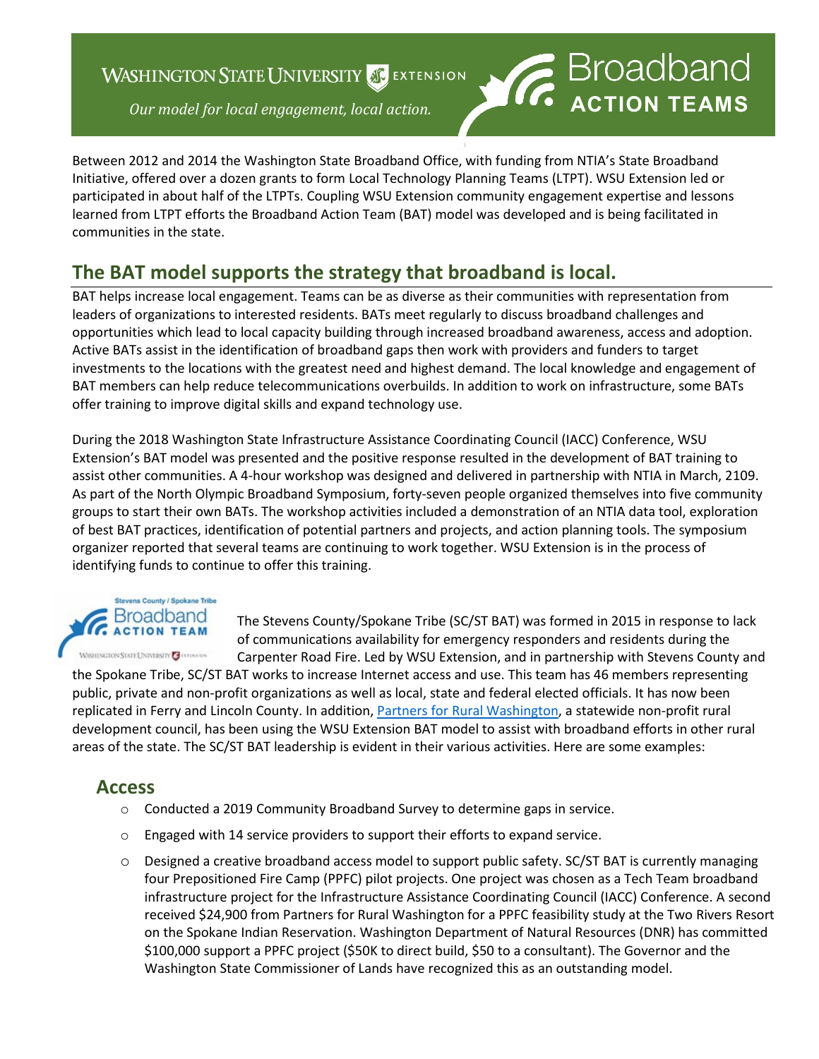WASHINGTON STATE UNIVERSITY EXTENSION

*Our model for local engagement, local action.*

# Broadband ACTION TEAMS

Between 2012 and 2014 the Washington State Broadband Office, with funding from NTIA's State Broadband Initiative, offered over a dozen grants to form Local Technology Planning Teams (LTPT). WSU Extension led or participated in about half of the LTPTs. Coupling WSU Extension community engagement expertise and lessons learned from LTPT efforts the Broadband Action Team (BAT) model was developed and is being facilitated in communities in the state.

## The BAT model supports the strategy that broadband is local.

BAT helps increase local engagement. Teams can be as diverse as their communities with representation from leaders of organizations to interested residents. BATs meet regularly to discuss broadband challenges and opportunities which lead to local capacity building through increased broadband awareness, access and adoption. Active BATs assist in the identification of broadband gaps then work with providers and funders to target investments to the locations with the greatest need and highest demand. The local knowledge and engagement of BAT members can help reduce telecommunications overbuilds. In addition to work on infrastructure, some BATs offer training to improve digital skills and expand technology use.

During the 2018 Washington State Infrastructure Assistance Coordinating Council (IACC) Conference, WSU Extension's BAT model was presented and the positive response resulted in the development of BAT training to assist other communities. A 4-hour workshop was designed and delivered in partnership with NTIA in March, 2109. As part of the North Olympic Broadband Symposium, forty-seven people organized themselves into five community groups to start their own BATs. The workshop activities included a demonstration of an NTIA data tool, exploration of best BAT practices, identification of potential partners and projects, and action planning tools. The symposium organizer reported that several teams are continuing to work together. WSU Extension is in the process of identifying funds to continue to offer this training.

Stevens County / Spokane Tribe Broadband ACTION TEAM

The Stevens County/Spokane Tribe (SC/ST BAT) was formed in 2015 in response to lack of communications availability for emergency responders and residents during the Carpenter Road Fire. Led by WSU Extension, and in partnership with Stevens County and the Spokane Tribe, SC/ST BAT works to increase Internet access and use. This team has 46 members representing public, private and non-profit organizations as well as local, state and federal elected officials. It has now been replicated in Ferry and Lincoln County. In addition, Partners for Rural Washington, a statewide non-profit rural development council, has been using the WSU Extension BAT model to assist with broadband efforts in other rural areas of the state. The SC/ST BAT leadership is evident in their various activities. Here are some examples:

### Access

- Conducted a 2019 Community Broadband Survey to determine gaps in service.
- Engaged with 14 service providers to support their efforts to expand service.
- Designed a creative broadband access model to support public safety. SC/ST BAT is currently managing four Prepositioned Fire Camp (PPFC) pilot projects. One project was chosen as a Tech Team broadband infrastructure project for the Infrastructure Assistance Coordinating Council (IACC) Conference. A second received $24,900 from Partners for Rural Washington for a PPFC feasibility study at the Two Rivers Resort on the Spokane Indian Reservation. Washington Department of Natural Resources (DNR) has committed $100,000 support a PPFC project ($50K to direct build, $50 to a consultant). The Governor and the Washington State Commissioner of Lands have recognized this as an outstanding model.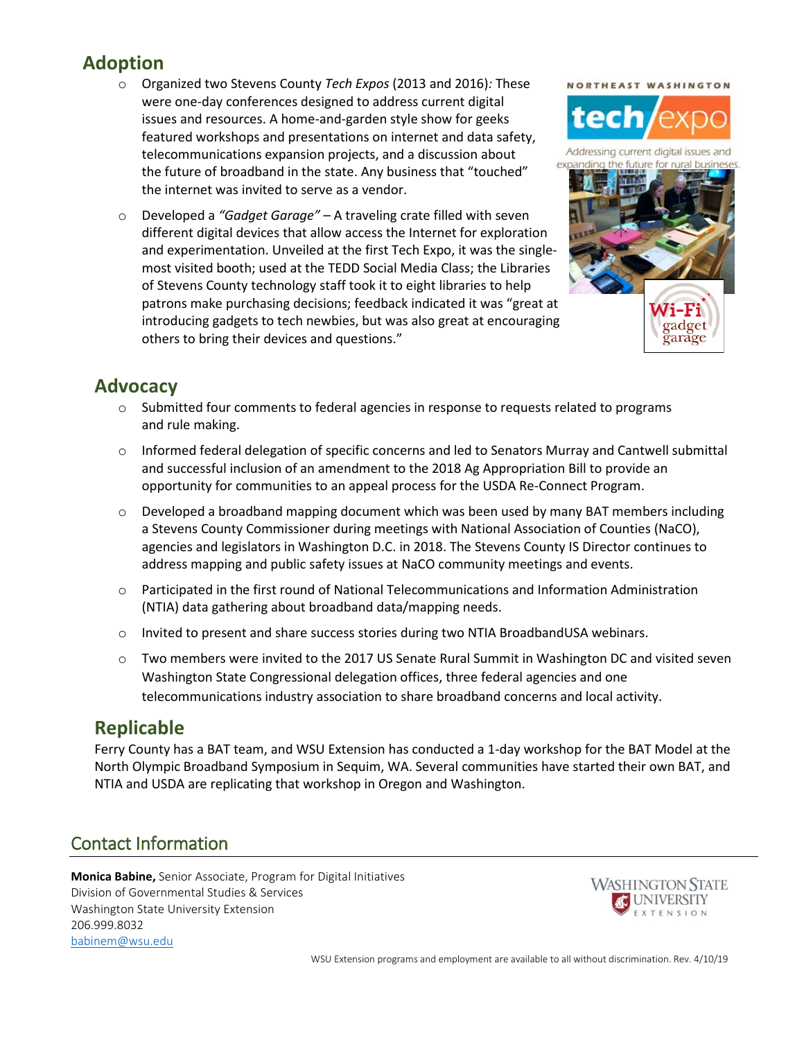## Adoption

- Organized two Stevens County *Tech Expos* (2013 and 2016)*:* These were one-day conferences designed to address current digital issues and resources. A home-and-garden style show for geeks featured workshops and presentations on internet and data safety, telecommunications expansion projects, and a discussion about the future of broadband in the state. Any business that "touched" the internet was invited to serve as a vendor.
- Developed a *"Gadget Garage"* – A traveling crate filled with seven different digital devices that allow access the Internet for exploration and experimentation. Unveiled at the first Tech Expo, it was the single-most visited booth; used at the TEDD Social Media Class; the Libraries of Stevens County technology staff took it to eight libraries to help patrons make purchasing decisions; feedback indicated it was "great at introducing gadgets to tech newbies, but was also great at encouraging others to bring their devices and questions."

NORTHEAST WASHINGTON

tech/expo

Addressing current digital issues and expanding the future for rural businesses.

Wi-Fi gadget garage

## Advocacy

- Submitted four comments to federal agencies in response to requests related to programs and rule making.
- Informed federal delegation of specific concerns and led to Senators Murray and Cantwell submittal and successful inclusion of an amendment to the 2018 Ag Appropriation Bill to provide an opportunity for communities to an appeal process for the USDA Re-Connect Program.
- Developed a broadband mapping document which was been used by many BAT members including a Stevens County Commissioner during meetings with National Association of Counties (NaCO), agencies and legislators in Washington D.C. in 2018. The Stevens County IS Director continues to address mapping and public safety issues at NaCO community meetings and events.
- Participated in the first round of National Telecommunications and Information Administration (NTIA) data gathering about broadband data/mapping needs.
- Invited to present and share success stories during two NTIA BroadbandUSA webinars.
- Two members were invited to the 2017 US Senate Rural Summit in Washington DC and visited seven Washington State Congressional delegation offices, three federal agencies and one telecommunications industry association to share broadband concerns and local activity.

## Replicable

Ferry County has a BAT team, and WSU Extension has conducted a 1-day workshop for the BAT Model at the North Olympic Broadband Symposium in Sequim, WA. Several communities have started their own BAT, and NTIA and USDA are replicating that workshop in Oregon and Washington.

## Contact Information

**Monica Babine,** Senior Associate, Program for Digital Initiatives
Division of Governmental Studies & Services
Washington State University Extension
206.999.8032
babinem@wsu.edu

WASHINGTON STATE UNIVERSITY EXTENSION

WSU Extension programs and employment are available to all without discrimination. Rev. 4/10/19